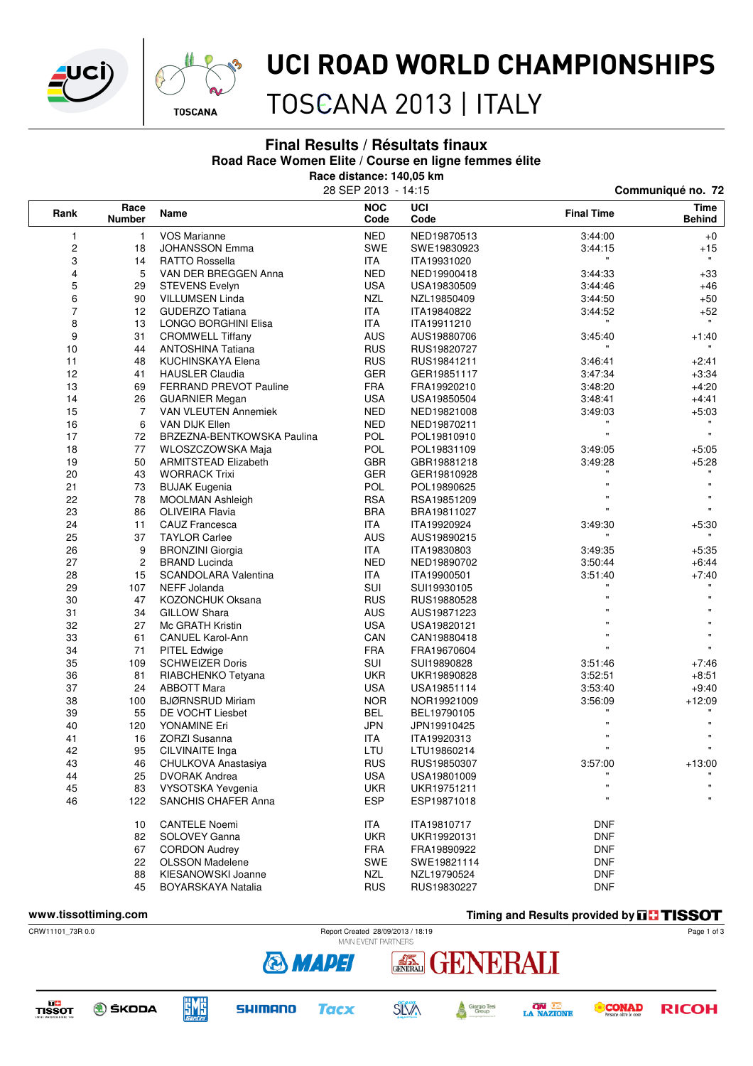# UCI ROAD WORLD CHAMPIONSHIPS

TOSCANA 2013 | ITALY

## Final Results / Résultats finaux

### Road Race Women Elite / Course en ligne femmes élite

**Race distance: 140,05 km**

28 SEP 2013 - 14:15

**Communiqué no. 72**

| Rank | Race Number | Name | NOC Code | UCI Code | Final Time | Time Behind |
|---|---|---|---|---|---|---|
| 1 | 1 | VOS Marianne | NED | NED19870513 | 3:44:00 | +0 |
| 2 | 18 | JOHANSSON Emma | SWE | SWE19830923 | 3:44:15 | +15 |
| 3 | 14 | RATTO Rossella | ITA | ITA19931020 | " | " |
| 4 | 5 | VAN DER BREGGEN Anna | NED | NED19900418 | 3:44:33 | +33 |
| 5 | 29 | STEVENS Evelyn | USA | USA19830509 | 3:44:46 | +46 |
| 6 | 90 | VILLUMSEN Linda | NZL | NZL19850409 | 3:44:50 | +50 |
| 7 | 12 | GUDERZO Tatiana | ITA | ITA19840822 | 3:44:52 | +52 |
| 8 | 13 | LONGO BORGHINI Elisa | ITA | ITA19911210 | " | " |
| 9 | 31 | CROMWELL Tiffany | AUS | AUS19880706 | 3:45:40 | +1:40 |
| 10 | 44 | ANTOSHINA Tatiana | RUS | RUS19820727 | " | " |
| 11 | 48 | KUCHINSKAYA Elena | RUS | RUS19841211 | 3:46:41 | +2:41 |
| 12 | 41 | HAUSLER Claudia | GER | GER19851117 | 3:47:34 | +3:34 |
| 13 | 69 | FERRAND PREVOT Pauline | FRA | FRA19920210 | 3:48:20 | +4:20 |
| 14 | 26 | GUARNIER Megan | USA | USA19850504 | 3:48:41 | +4:41 |
| 15 | 7 | VAN VLEUTEN Annemiek | NED | NED19821008 | 3:49:03 | +5:03 |
| 16 | 6 | VAN DIJK Ellen | NED | NED19870211 | " | " |
| 17 | 72 | BRZEZNA-BENTKOWSKA Paulina | POL | POL19810910 | " | " |
| 18 | 77 | WLOSZCZOWSKA Maja | POL | POL19831109 | 3:49:05 | +5:05 |
| 19 | 50 | ARMITSTEAD Elizabeth | GBR | GBR19881218 | 3:49:28 | +5:28 |
| 20 | 43 | WORRACK Trixi | GER | GER19810928 | " | " |
| 21 | 73 | BUJAK Eugenia | POL | POL19890625 | " | " |
| 22 | 78 | MOOLMAN Ashleigh | RSA | RSA19851209 | " | " |
| 23 | 86 | OLIVEIRA Flavia | BRA | BRA19811027 | " | " |
| 24 | 11 | CAUZ Francesca | ITA | ITA19920924 | 3:49:30 | +5:30 |
| 25 | 37 | TAYLOR Carlee | AUS | AUS19890215 | " | " |
| 26 | 9 | BRONZINI Giorgia | ITA | ITA19830803 | 3:49:35 | +5:35 |
| 27 | 2 | BRAND Lucinda | NED | NED19890702 | 3:50:44 | +6:44 |
| 28 | 15 | SCANDOLARA Valentina | ITA | ITA19900501 | 3:51:40 | +7:40 |
| 29 | 107 | NEFF Jolanda | SUI | SUI19930105 | " | " |
| 30 | 47 | KOZONCHUK Oksana | RUS | RUS19880528 | " | " |
| 31 | 34 | GILLOW Shara | AUS | AUS19871223 | " | " |
| 32 | 27 | Mc GRATH Kristin | USA | USA19820121 | " | " |
| 33 | 61 | CANUEL Karol-Ann | CAN | CAN19880418 | " | " |
| 34 | 71 | PITEL Edwige | FRA | FRA19670604 | " | " |
| 35 | 109 | SCHWEIZER Doris | SUI | SUI19890828 | 3:51:46 | +7:46 |
| 36 | 81 | RIABCHENKO Tetyana | UKR | UKR19890828 | 3:52:51 | +8:51 |
| 37 | 24 | ABBOTT Mara | USA | USA19851114 | 3:53:40 | +9:40 |
| 38 | 100 | BJØRNSRUD Miriam | NOR | NOR19921009 | 3:56:09 | +12:09 |
| 39 | 55 | DE VOCHT Liesbet | BEL | BEL19790105 | " | " |
| 40 | 120 | YONAMINE Eri | JPN | JPN19910425 | " | " |
| 41 | 16 | ZORZI Susanna | ITA | ITA19920313 | " | " |
| 42 | 95 | CILVINAITE Inga | LTU | LTU19860214 | " | " |
| 43 | 46 | CHULKOVA Anastasiya | RUS | RUS19850307 | 3:57:00 | +13:00 |
| 44 | 25 | DVORAK Andrea | USA | USA19801009 | " | " |
| 45 | 83 | VYSOTSKA Yevgenia | UKR | UKR19751211 | " | " |
| 46 | 122 | SANCHIS CHAFER Anna | ESP | ESP19871018 | " | " |
| | 10 | CANTELE Noemi | ITA | ITA19810717 | DNF | |
| | 82 | SOLOVEY Ganna | UKR | UKR19920131 | DNF | |
| | 67 | CORDON Audrey | FRA | FRA19890922 | DNF | |
| | 22 | OLSSON Madelene | SWE | SWE19821114 | DNF | |
| | 88 | KIESANOWSKI Joanne | NZL | NZL19790524 | DNF | |
| | 45 | BOYARSKAYA Natalia | RUS | RUS19830227 | DNF | |

www.tissottiming.com

Timing and Results provided by TISSOT

CRW11101_73R 0.0

Report Created 28/09/2013 / 18:19

MAIN EVENT PARTNERS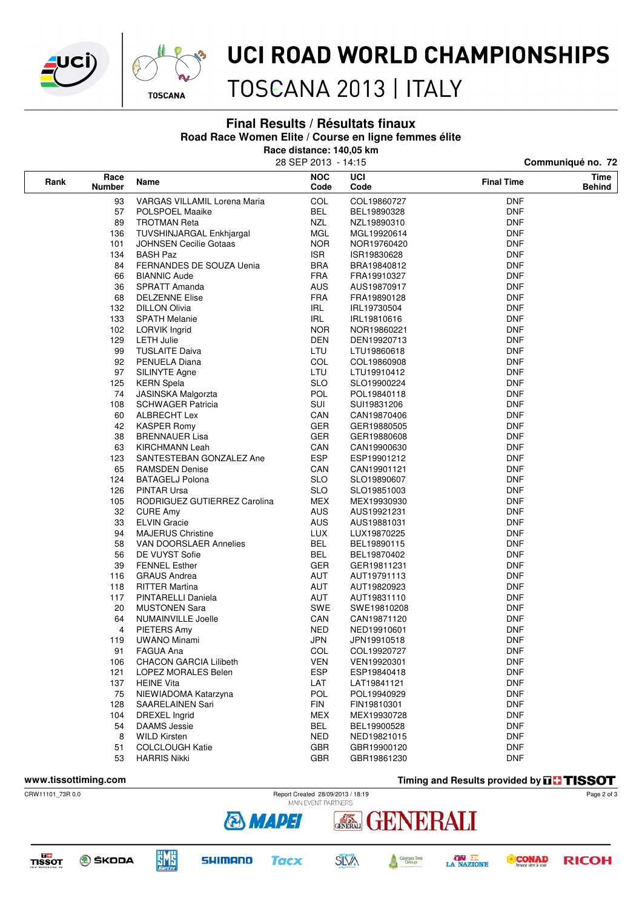# UCI ROAD WORLD CHAMPIONSHIPS
## TOSCANA 2013 | ITALY

### Final Results / Résultats finaux
**Road Race Women Elite / Course en ligne femmes élite**

**Race distance: 140,05 km**

28 SEP 2013 - 14:15

**Communiqué no. 72**

| Rank | Race Number | Name | NOC Code | UCI Code | Final Time | Time Behind |
|---|---|---|---|---|---|---|
| | 93 | VARGAS VILLAMIL Lorena Maria | COL | COL19860727 | DNF | |
| | 57 | POLSPOEL Maaike | BEL | BEL19890328 | DNF | |
| | 89 | TROTMAN Reta | NZL | NZL19890310 | DNF | |
| | 136 | TUVSHINJARGAL Enkhjargal | MGL | MGL19920614 | DNF | |
| | 101 | JOHNSEN Cecilie Gotaas | NOR | NOR19760420 | DNF | |
| | 134 | BASH Paz | ISR | ISR19830628 | DNF | |
| | 84 | FERNANDES DE SOUZA Uenia | BRA | BRA19840812 | DNF | |
| | 66 | BIANNIC Aude | FRA | FRA19910327 | DNF | |
| | 36 | SPRATT Amanda | AUS | AUS19870917 | DNF | |
| | 68 | DELZENNE Elise | FRA | FRA19890128 | DNF | |
| | 132 | DILLON Olivia | IRL | IRL19730504 | DNF | |
| | 133 | SPATH Melanie | IRL | IRL19810616 | DNF | |
| | 102 | LORVIK Ingrid | NOR | NOR19860221 | DNF | |
| | 129 | LETH Julie | DEN | DEN19920713 | DNF | |
| | 99 | TUSLAITE Daiva | LTU | LTU19860618 | DNF | |
| | 92 | PENUELA Diana | COL | COL19860908 | DNF | |
| | 97 | SILINYTE Agne | LTU | LTU19910412 | DNF | |
| | 125 | KERN Spela | SLO | SLO19900224 | DNF | |
| | 74 | JASINSKA Malgorzta | POL | POL19840118 | DNF | |
| | 108 | SCHWAGER Patricia | SUI | SUI19831206 | DNF | |
| | 60 | ALBRECHT Lex | CAN | CAN19870406 | DNF | |
| | 42 | KASPER Romy | GER | GER19880505 | DNF | |
| | 38 | BRENNAUER Lisa | GER | GER19880608 | DNF | |
| | 63 | KIRCHMANN Leah | CAN | CAN19900630 | DNF | |
| | 123 | SANTESTEBAN GONZALEZ Ane | ESP | ESP19901212 | DNF | |
| | 65 | RAMSDEN Denise | CAN | CAN19901121 | DNF | |
| | 124 | BATAGELJ Polona | SLO | SLO19890607 | DNF | |
| | 126 | PINTAR Ursa | SLO | SLO19851003 | DNF | |
| | 105 | RODRIGUEZ GUTIERREZ Carolina | MEX | MEX19930930 | DNF | |
| | 32 | CURE Amy | AUS | AUS19921231 | DNF | |
| | 33 | ELVIN Gracie | AUS | AUS19881031 | DNF | |
| | 94 | MAJERUS Christine | LUX | LUX19870225 | DNF | |
| | 58 | VAN DOORSLAER Annelies | BEL | BEL19890115 | DNF | |
| | 56 | DE VUYST Sofie | BEL | BEL19870402 | DNF | |
| | 39 | FENNEL Esther | GER | GER19811231 | DNF | |
| | 116 | GRAUS Andrea | AUT | AUT19791113 | DNF | |
| | 118 | RITTER Martina | AUT | AUT19820923 | DNF | |
| | 117 | PINTARELLI Daniela | AUT | AUT19831110 | DNF | |
| | 20 | MUSTONEN Sara | SWE | SWE19810208 | DNF | |
| | 64 | NUMAINVILLE Joelle | CAN | CAN19871120 | DNF | |
| | 4 | PIETERS Amy | NED | NED19910601 | DNF | |
| | 119 | UWANO Minami | JPN | JPN19910518 | DNF | |
| | 91 | FAGUA Ana | COL | COL19920727 | DNF | |
| | 106 | CHACON GARCIA Lilibeth | VEN | VEN19920301 | DNF | |
| | 121 | LOPEZ MORALES Belen | ESP | ESP19840418 | DNF | |
| | 137 | HEINE Vita | LAT | LAT19841121 | DNF | |
| | 75 | NIEWIADOMA Katarzyna | POL | POL19940929 | DNF | |
| | 128 | SAARELAINEN Sari | FIN | FIN19810301 | DNF | |
| | 104 | DREXEL Ingrid | MEX | MEX19930728 | DNF | |
| | 54 | DAAMS Jessie | BEL | BEL19900528 | DNF | |
| | 8 | WILD Kirsten | NED | NED19821015 | DNF | |
| | 51 | COLCLOUGH Katie | GBR | GBR19900120 | DNF | |
| | 53 | HARRIS Nikki | GBR | GBR19861230 | DNF | |

www.tissottiming.com — Timing and Results provided by TISSOT

CRW11101_73R 0.0 — Report Created 28/09/2013 / 18:19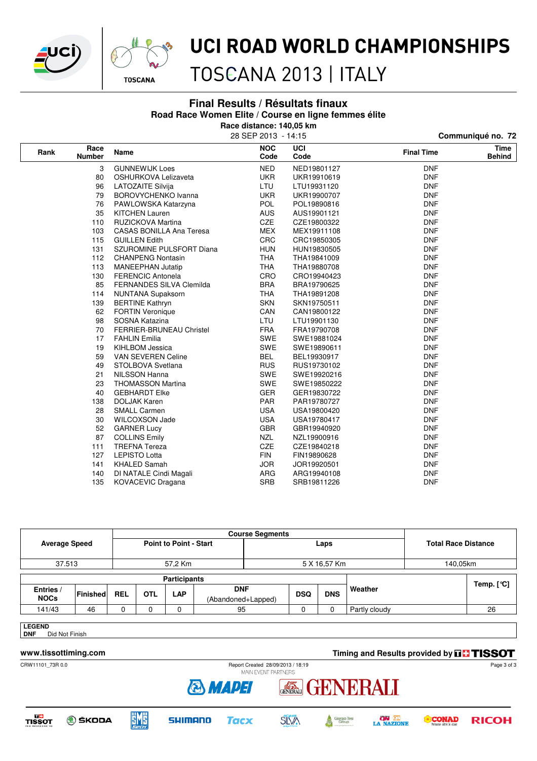# UCI ROAD WORLD CHAMPIONSHIPS

## TOSCANA 2013 | ITALY

### Final Results / Résultats finaux

**Road Race Women Elite / Course en ligne femmes élite**

**Race distance: 140,05 km**

28 SEP 2013 - 14:15

**Communiqué no. 72**

| Rank | Race Number | Name | NOC Code | UCI Code | Final Time | Time Behind |
|---|---|---|---|---|---|---|
| | 3 | GUNNEWIJK Loes | NED | NED19801127 | DNF | |
| | 80 | OSHURKOVA Lelizaveta | UKR | UKR19910619 | DNF | |
| | 96 | LATOZAITE Silvija | LTU | LTU19931120 | DNF | |
| | 79 | BOROVYCHENKO Ivanna | UKR | UKR19900707 | DNF | |
| | 76 | PAWLOWSKA Katarzyna | POL | POL19890816 | DNF | |
| | 35 | KITCHEN Lauren | AUS | AUS19901121 | DNF | |
| | 110 | RUZICKOVA Martina | CZE | CZE19800322 | DNF | |
| | 103 | CASAS BONILLA Ana Teresa | MEX | MEX19911108 | DNF | |
| | 115 | GUILLEN Edith | CRC | CRC19850305 | DNF | |
| | 131 | SZUROMINE PULSFORT Diana | HUN | HUN19830505 | DNF | |
| | 112 | CHANPENG Nontasin | THA | THA19841009 | DNF | |
| | 113 | MANEEPHAN Jutatip | THA | THA19880708 | DNF | |
| | 130 | FERENCIC Antonela | CRO | CRO19940423 | DNF | |
| | 85 | FERNANDES SILVA Clemilda | BRA | BRA19790625 | DNF | |
| | 114 | NUNTANA Supaksorn | THA | THA19891208 | DNF | |
| | 139 | BERTINE Kathryn | SKN | SKN19750511 | DNF | |
| | 62 | FORTIN Veronique | CAN | CAN19800122 | DNF | |
| | 98 | SOSNA Katazina | LTU | LTU19901130 | DNF | |
| | 70 | FERRIER-BRUNEAU Christel | FRA | FRA19790708 | DNF | |
| | 17 | FAHLIN Emilia | SWE | SWE19881024 | DNF | |
| | 19 | KIHLBOM Jessica | SWE | SWE19890611 | DNF | |
| | 59 | VAN SEVEREN Celine | BEL | BEL19930917 | DNF | |
| | 49 | STOLBOVA Svetlana | RUS | RUS19730102 | DNF | |
| | 21 | NILSSON Hanna | SWE | SWE19920216 | DNF | |
| | 23 | THOMASSON Martina | SWE | SWE19850222 | DNF | |
| | 40 | GEBHARDT Elke | GER | GER19830722 | DNF | |
| | 138 | DOLJAK Karen | PAR | PAR19780727 | DNF | |
| | 28 | SMALL Carmen | USA | USA19800420 | DNF | |
| | 30 | WILCOXSON Jade | USA | USA19780417 | DNF | |
| | 52 | GARNER Lucy | GBR | GBR19940920 | DNF | |
| | 87 | COLLINS Emily | NZL | NZL19900916 | DNF | |
| | 111 | TREFNA Tereza | CZE | CZE19840218 | DNF | |
| | 127 | LEPISTO Lotta | FIN | FIN19890628 | DNF | |
| | 141 | KHALED Samah | JOR | JOR19920501 | DNF | |
| | 140 | DI NATALE Cindi Magali | ARG | ARG19940108 | DNF | |
| | 135 | KOVACEVIC Dragana | SRB | SRB19811226 | DNF | |

| Average Speed | Course Segments | | Total Race Distance |
|---|---|---|---|
| | Point to Point - Start | Laps | |
| 37.513 | 57,2 Km | 5 X 16,57 Km | 140,05km |

| Participants | | | | | | | | Weather | Temp. [°C] |
|---|---|---|---|---|---|---|---|---|---|
| Entries / NOCs | Finished | REL | OTL | LAP | DNF (Abandoned+Lapped) | DSQ | DNS | | |
| 141/43 | 46 | 0 | 0 | 0 | 95 | 0 | 0 | Partly cloudy | 26 |

**LEGEND**
**DNF** Did Not Finish

**www.tissottiming.com**

**Timing and Results provided by TISSOT**

CRW11101_73R 0.0

Report Created 28/09/2013 / 18:19

MAIN EVENT PARTNERS